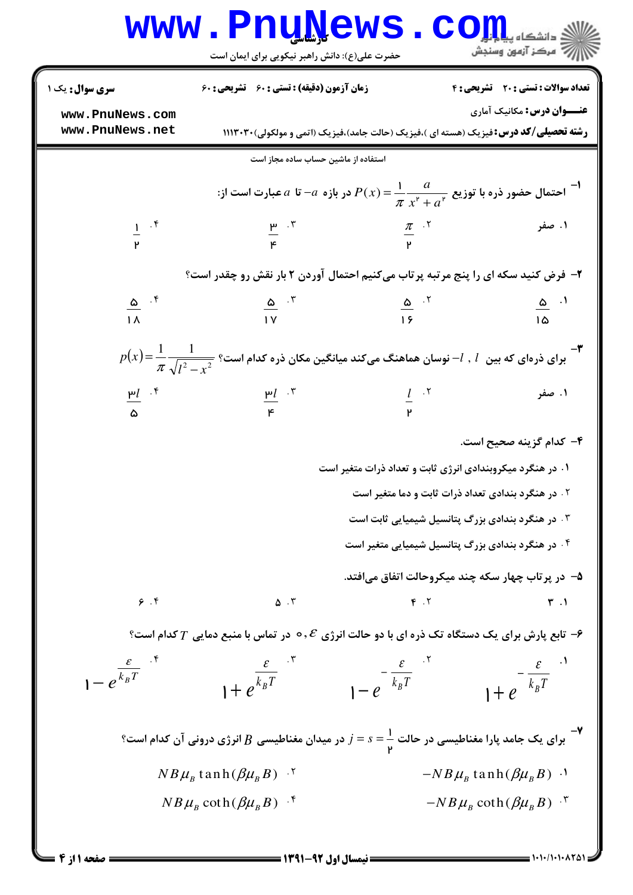**سری سوال:** یک ۱

**زمان آزمون (دقیقه) : تستی : ۶۰ تشریحی : ۶۰**

**تعداد سوالات : تستی : ۲۰ تشریحی : ۴**

**عنـــوان درس:** مکانیک آماری

**رشته تحصیلی/کد درس:** فیزیک (هسته ای )،فیزیک (حالت جامد)،فیزیک (اتمی و مولکولی)۱۱۱۳۰۳۰

استفاده از ماشین حساب ساده مجاز است

۱- احتمال حضور ذره با توزیع $P(x)=\frac{1}{\pi}\frac{a}{x^2+a^2}$ در بازه $-a$ تا $a$ عبارت است از:

۱. صفر ۲. $\frac{\pi}{2}$ ۳. $\frac{3}{4}$ ۴. $\frac{1}{2}$

۲- فرض کنید سکه ای را پنج مرتبه پرتاب می‌کنیم احتمال آوردن ۲ بار نقش رو چقدر است؟

۱. $\frac{5}{15}$ ۲. $\frac{5}{16}$ ۳. $\frac{5}{17}$ ۴. $\frac{5}{18}$

۳- برای ذره‌ای که بین $l$ , $-l$ نوسان هماهنگ می‌کند میانگین مکان ذره کدام است؟ $p(x)=\frac{1}{\pi}\frac{1}{\sqrt{l^2-x^2}}$

۱. صفر ۲. $\frac{l}{2}$ ۳. $\frac{3l}{4}$ ۴. $\frac{3l}{5}$

۴- کدام گزینه صحیح است.

۱. در هنگرد میکروبندادی انرژی ثابت و تعداد ذرات متغیر است

۲. در هنگرد بندادی تعداد ذرات ثابت و دما متغیر است

۳. در هنگرد بندادی بزرگ پتانسیل شیمیایی ثابت است

۴. در هنگرد بندادی بزرگ پتانسیل شیمیایی متغیر است

۵- در پرتاب چهار سکه چند میکروحالت اتفاق می‌افتد.

۱. ۳ ۲. ۴ ۳. ۵ ۴. ۶

۶- تابع پارش برای یک دستگاه تک ذره ای با دو حالت انرژی $0, \varepsilon$ در تماس با منبع دمایی $T$ کدام است؟

۱. $1+e^{-\frac{\varepsilon}{k_BT}}$ ۲. $1-e^{-\frac{\varepsilon}{k_BT}}$ ۳. $1+e^{\frac{\varepsilon}{k_BT}}$ ۴. $1-e^{\frac{\varepsilon}{k_BT}}$

۷- برای یک جامد پارا مغناطیسی در حالت $j=s=\frac{1}{2}$ در میدان مغناطیسی $B$ انرژی درونی آن کدام است؟

۱. $-NB\mu_B\tanh(\beta\mu_B B)$

۲. $NB\mu_B\tanh(\beta\mu_B B)$

۳. $-NB\mu_B\coth(\beta\mu_B B)$

۴. $NB\mu_B\coth(\beta\mu_B B)$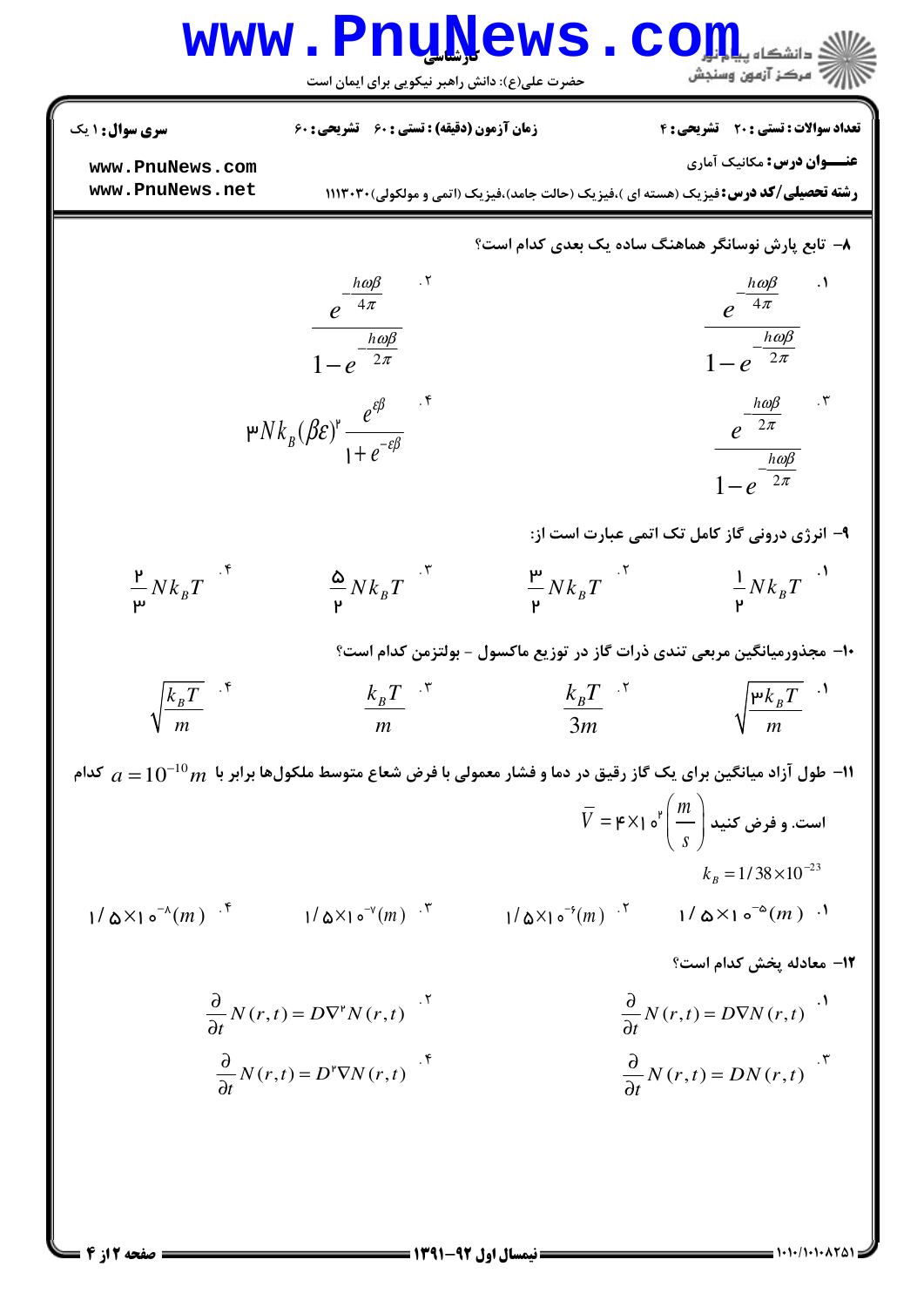**سری سوال:** ۱ یک

**زمان آزمون (دقیقه) : تستی :** ۶۰ **تشریحی :** ۶۰

**تعداد سوالات : تستی :** ۲۰ **تشریحی :** ۴

**عنـــوان درس:** مکانیک آماری

**رشته تحصیلی/کد درس:** فیزیک (هسته ای )،فیزیک (حالت جامد)،فیزیک (اتمی و مولکولی)۱۱۱۳۰۳۰

---

**۸- تابع پارش نوسانگر هماهنگ ساده یک بعدی کدام است؟**

۱. $\dfrac{e^{-\frac{h\omega\beta}{4\pi}}}{1-e^{-\frac{h\omega\beta}{2\pi}}}$

۲. $\dfrac{e^{-\frac{h\omega\beta}{4\pi}}}{1-e^{-\frac{h\omega\beta}{2\pi}}}$

۳. $\dfrac{e^{-\frac{h\omega\beta}{2\pi}}}{1-e^{-\frac{h\omega\beta}{2\pi}}}$

۴. $3Nk_B(\beta\varepsilon)^2\dfrac{e^{\varepsilon\beta}}{1+e^{-\varepsilon\beta}}$

**۹- انرژی درونی گاز کامل تک اتمی عبارت است از:**

۱. $\frac{1}{2}Nk_BT$

۲. $\frac{3}{2}Nk_BT$

۳. $\frac{5}{2}Nk_BT$

۴. $\frac{2}{3}Nk_BT$

**۱۰- مجذورمیانگین مربعی تندی ذرات گاز در توزیع ماکسول - بولتزمن کدام است؟**

۱. $\sqrt{\dfrac{3k_BT}{m}}$

۲. $\dfrac{k_BT}{3m}$

۳. $\dfrac{k_BT}{m}$

۴. $\sqrt{\dfrac{k_BT}{m}}$

**۱۱- طول آزاد میانگین برای یک گاز رقیق در دما و فشار معمولی با فرض شعاع متوسط ملکول‌ها برابر با $a = 10^{-10}m$ کدام است. و فرض کنید $\bar{V} = 4\times10^{2}\left(\dfrac{m}{s}\right)$**

$k_B = 1/38\times10^{-23}$

۱. $1/5\times10^{-5}(m)$

۲. $1/5\times10^{-6}(m)$

۳. $1/5\times10^{-7}(m)$

۴. $1/5\times10^{-8}(m)$

**۱۲- معادله پخش کدام است؟**

۱. $\dfrac{\partial}{\partial t}N(r,t) = D\nabla N(r,t)$

۲. $\dfrac{\partial}{\partial t}N(r,t) = D\nabla^2 N(r,t)$

۳. $\dfrac{\partial}{\partial t}N(r,t) = DN(r,t)$

۴. $\dfrac{\partial}{\partial t}N(r,t) = D^2\nabla N(r,t)$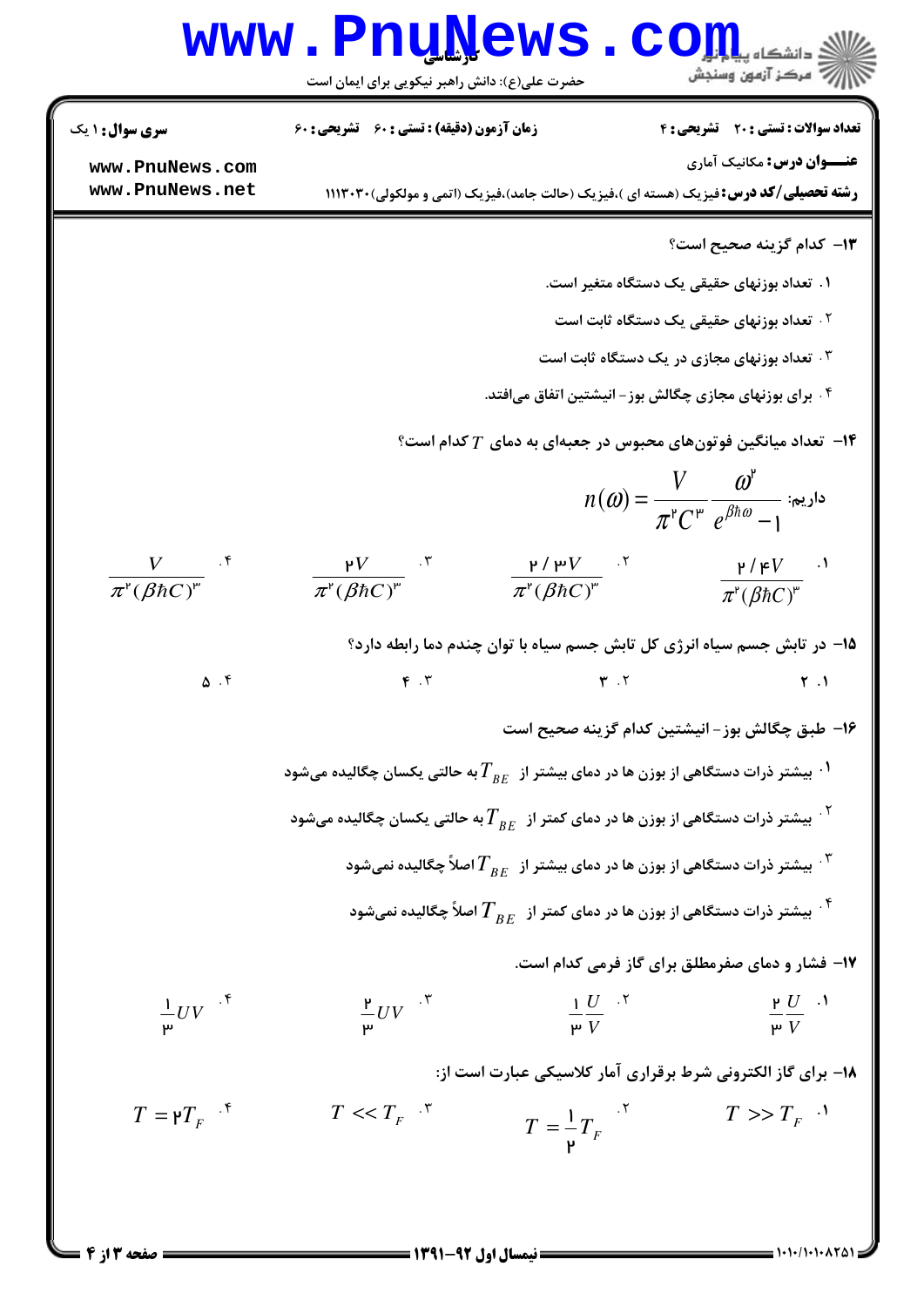**سری سوال:** ۱ یک

**زمان آزمون (دقیقه) : تستی : ۶۰ تشریحی : ۶۰**

**تعداد سوالات : تستی : ۲۰ تشریحی : ۴**

**عنـــوان درس:** مکانیک آماری

**رشته تحصیلی/کد درس:** فیزیک (هسته ای )،فیزیک (حالت جامد)،فیزیک (اتمی و مولکولی)۱۱۱۳۰۳۰

---

**۱۳- کدام گزینه صحیح است؟**

۱. تعداد بوزنهای حقیقی یک دستگاه متغیر است.

۲. تعداد بوزنهای حقیقی یک دستگاه ثابت است

۳. تعداد بوزنهای مجازی در یک دستگاه ثابت است

۴. برای بوزنهای مجازی چگالش بوز- انیشتین اتفاق می‌افتد.

**۱۴- تعداد میانگین فوتون‌های محبوس در جعبه‌ای به دمای $T$ کدام است؟**

داریم: $$n(\omega)=\frac{V}{\pi^2C^3}\frac{\omega^2}{e^{\beta\hbar\omega}-1}$$

۱. $\frac{2/4V}{\pi^2(\beta\hbar C)^3}$

۲. $\frac{2/3V}{\pi^2(\beta\hbar C)^3}$

۳. $\frac{2V}{\pi^2(\beta\hbar C)^3}$

۴. $\frac{V}{\pi^2(\beta\hbar C)^3}$

**۱۵- در تابش جسم سیاه انرژی کل تابش جسم سیاه با توان چندم دما رابطه دارد؟**

۱. ۲

۲. ۳

۳. ۴

۴. ۵

**۱۶- طبق چگالش بوز- انیشتین کدام گزینه صحیح است**

۱. بیشتر ذرات دستگاهی از بوزن ها در دمای بیشتر از $T_{BE}$ به حالتی یکسان چگالیده می‌شود

۲. بیشتر ذرات دستگاهی از بوزن ها در دمای کمتر از $T_{BE}$ به حالتی یکسان چگالیده می‌شود

۳. بیشتر ذرات دستگاهی از بوزن ها در دمای بیشتر از $T_{BE}$ اصلاً چگالیده نمی‌شود

۴. بیشتر ذرات دستگاهی از بوزن ها در دمای کمتر از $T_{BE}$ اصلاً چگالیده نمی‌شود

**۱۷- فشار و دمای صفرمطلق برای گاز فرمی کدام است.**

۱. $\frac{2}{3}\frac{U}{V}$

۲. $\frac{1}{3}\frac{U}{V}$

۳. $\frac{2}{3}UV$

۴. $\frac{1}{3}UV$

**۱۸- برای گاز الکترونی شرط برقراری آمار کلاسیکی عبارت است از:**

۱. $T>>T_F$

۲. $T=\frac{1}{2}T_F$

۳. $T<<T_F$

۴. $T=2T_F$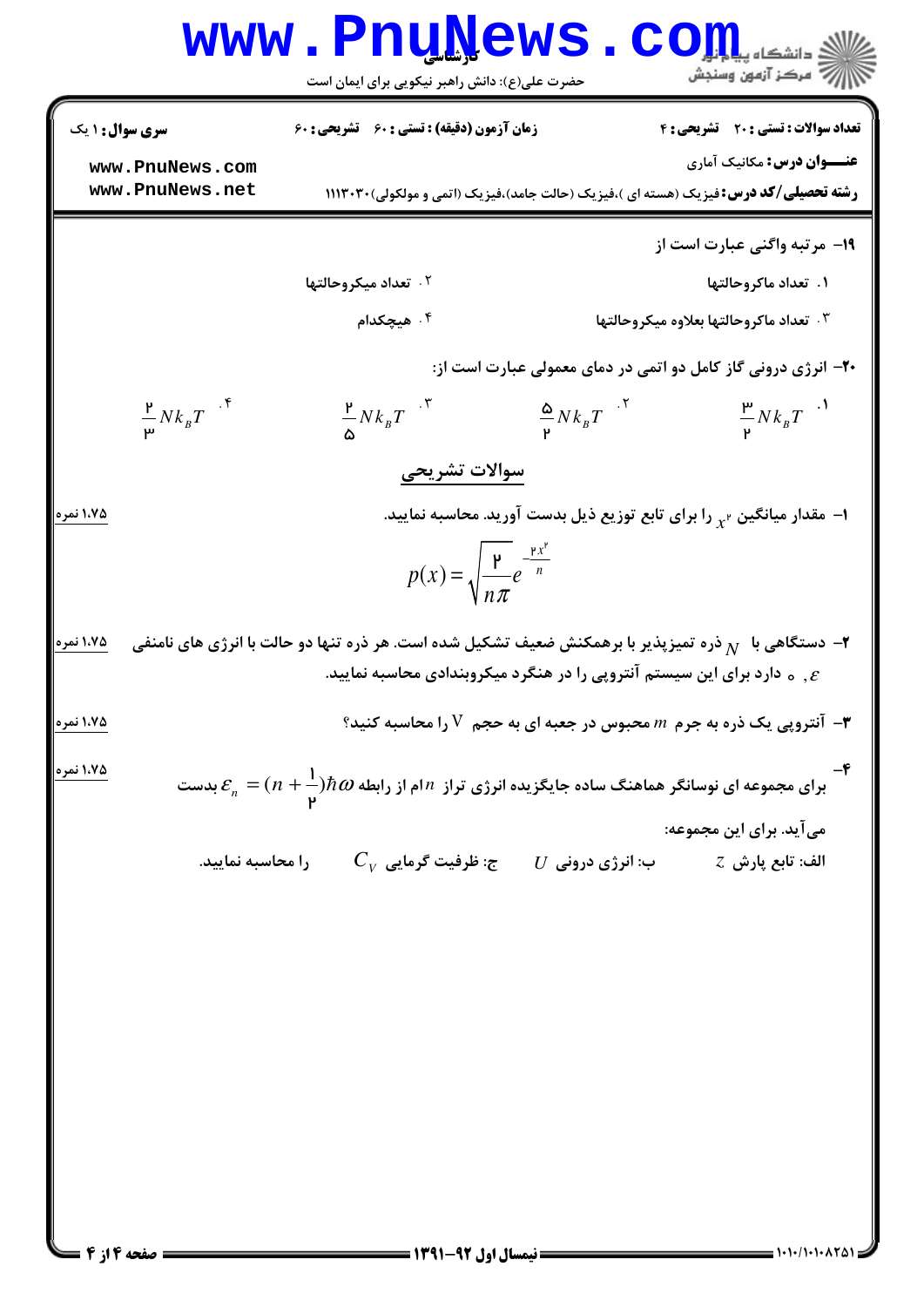۱۹- مرتبه واگنی عبارت است از

۱. تعداد ماکروحالتها

۲. تعداد میکروحالتها

۳. تعداد ماکروحالتها بعلاوه میکروحالتها

۴. هیچکدام

۲۰- انرژی درونی گاز کامل دو اتمی در دمای معمولی عبارت است از:

۱. $\frac{3}{2}Nk_BT$

۲. $\frac{5}{2}Nk_BT$

۳. $\frac{2}{5}Nk_BT$

۴. $\frac{2}{3}Nk_BT$

## سوالات تشریحی

۱- مقدار میانگین $x^2$ را برای تابع توزیع ذیل بدست آورید. محاسبه نمایید. (۱.۷۵ نمره)

$$p(x) = \sqrt{\frac{2}{n\pi}}e^{-\frac{2x^2}{n}}$$

۲- دستگاهی با $N$ ذره تمیزپذیر با برهمکنش ضعیف تشکیل شده است. هر ذره تنها دو حالت با انرژی های نامنفی $\varepsilon$ , ۰ دارد برای این سیستم آنتروپی را در هنگرد میکروبندادی محاسبه نمایید. (۱.۷۵ نمره)

۳- آنتروپی یک ذره به جرم $m$ محبوس در جعبه ای به حجم V را محاسبه کنید؟ (۱.۷۵ نمره)

۴- برای مجموعه ای نوسانگر هماهنگ ساده جایگزیده انرژی تراز $n$ام از رابطه $\varepsilon_n = (n+\frac{1}{2})\hbar\omega$ بدست می‌آید. برای این مجموعه: (۱.۷۵ نمره)

الف: تابع پارش $z$ ب: انرژی درونی $U$ ج: ظرفیت گرمایی $C_V$ را محاسبه نمایید.